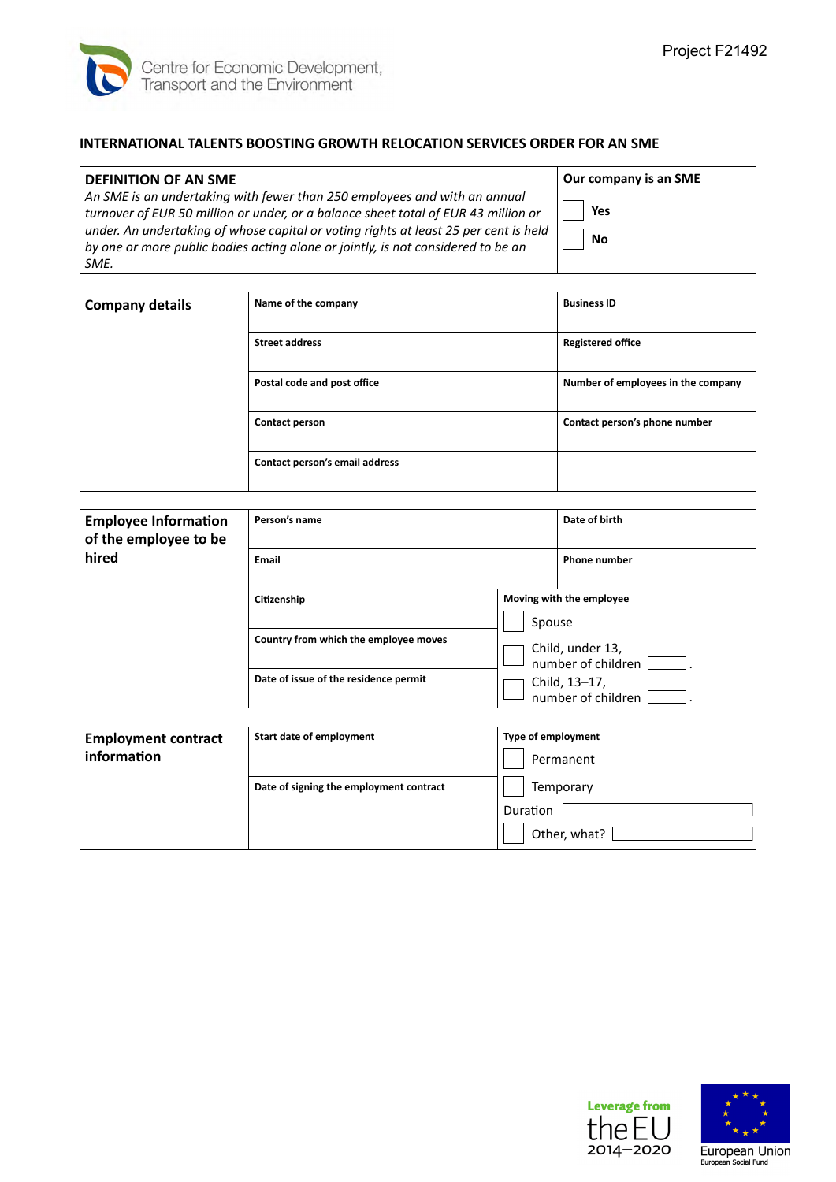Centre for Economic Development, Transport and the Environment

Project F21492

# INTERNATIONAL TALENTS BOOSTING GROWTH RELOCATION SERVICES ORDER FOR AN SME

| **DEFINITION OF AN SME** | **Our company is an SME** |
| --- | --- |
| *An SME is an undertaking with fewer than 250 employees and with an annual turnover of EUR 50 million or under, or a balance sheet total of EUR 43 million or under. An undertaking of whose capital or voting rights at least 25 per cent is held by one or more public bodies acting alone or jointly, is not considered to be an SME.* | ☐ **Yes**<br>☐ **No** |

| **Company details** | **Name of the company** | **Business ID** |
| --- | --- | --- |
| | **Street address** | **Registered office** |
| | **Postal code and post office** | **Number of employees in the company** |
| | **Contact person** | **Contact person's phone number** |
| | **Contact person's email address** | |

| **Employee Information of the employee to be hired** | **Person's name** | **Date of birth** |
| --- | --- | --- |
| | **Email** | **Phone number** |
| | **Citizenship** | **Moving with the employee**<br>☐ Spouse |
| | **Country from which the employee moves** | ☐ Child, under 13, number of children ____. |
| | **Date of issue of the residence permit** | ☐ Child, 13–17, number of children ____. |

| **Employment contract information** | **Start date of employment** | **Type of employment**<br>☐ Permanent |
| --- | --- | --- |
| | **Date of signing the employment contract** | ☐ Temporary<br>Duration ____<br>☐ Other, what? ____ |

Leverage from the EU 2014–2020

European Union
European Social Fund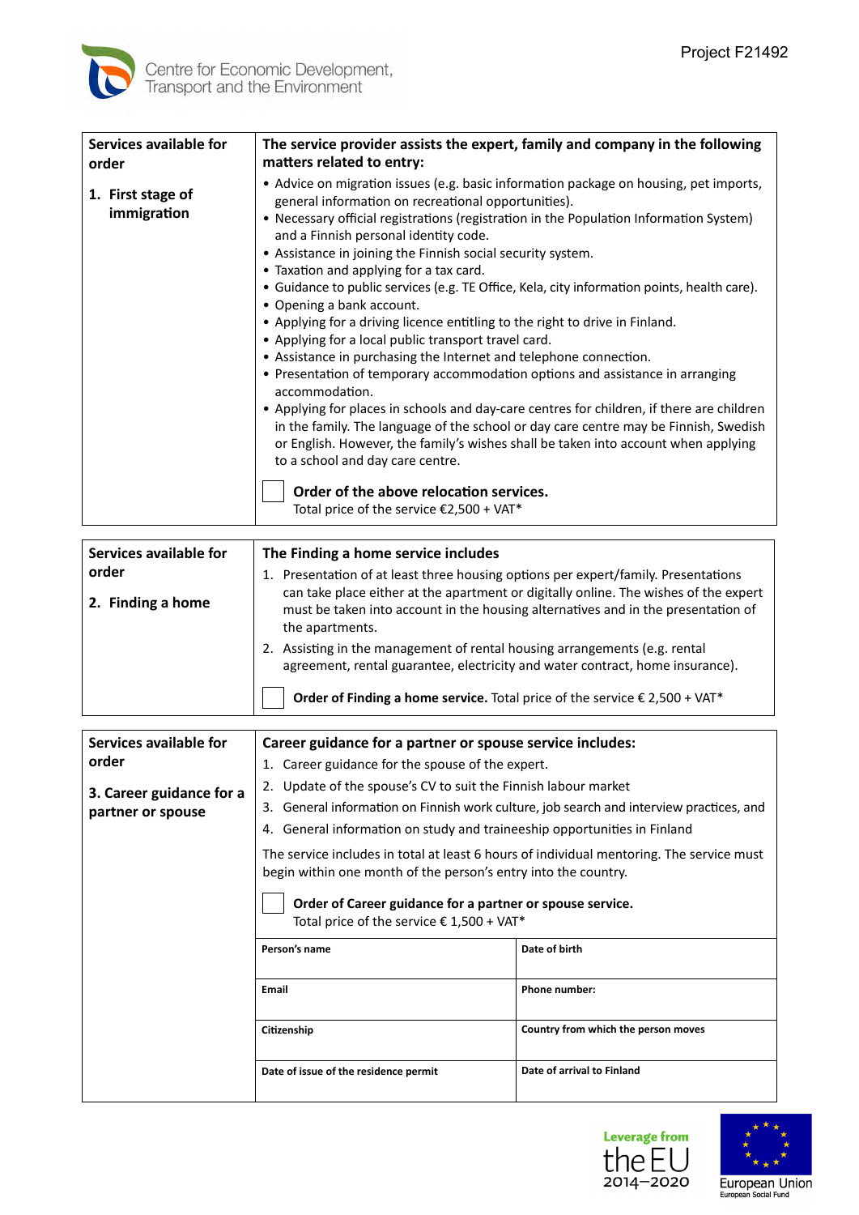| Services available for order | The service provider assists the expert, family and company in the following matters related to entry: |
|---|---|
| **1. First stage of immigration** | • Advice on migration issues (e.g. basic information package on housing, pet imports, general information on recreational opportunities).<br>• Necessary official registrations (registration in the Population Information System) and a Finnish personal identity code.<br>• Assistance in joining the Finnish social security system.<br>• Taxation and applying for a tax card.<br>• Guidance to public services (e.g. TE Office, Kela, city information points, health care).<br>• Opening a bank account.<br>• Applying for a driving licence entitling to the right to drive in Finland.<br>• Applying for a local public transport travel card.<br>• Assistance in purchasing the Internet and telephone connection.<br>• Presentation of temporary accommodation options and assistance in arranging accommodation.<br>• Applying for places in schools and day-care centres for children, if there are children in the family. The language of the school or day care centre may be Finnish, Swedish or English. However, the family's wishes shall be taken into account when applying to a school and day care centre.<br><br>☐ **Order of the above relocation services.**<br>Total price of the service €2,500 + VAT* |

| Services available for order | The Finding a home service includes |
|---|---|
| **2. Finding a home** | 1. Presentation of at least three housing options per expert/family. Presentations can take place either at the apartment or digitally online. The wishes of the expert must be taken into account in the housing alternatives and in the presentation of the apartments.<br>2. Assisting in the management of rental housing arrangements (e.g. rental agreement, rental guarantee, electricity and water contract, home insurance).<br><br>☐ **Order of Finding a home service.** Total price of the service € 2,500 + VAT* |

| Services available for order | Career guidance for a partner or spouse service includes: | |
|---|---|---|
| **3. Career guidance for a partner or spouse** | 1. Career guidance for the spouse of the expert.<br>2. Update of the spouse's CV to suit the Finnish labour market<br>3. General information on Finnish work culture, job search and interview practices, and<br>4. General information on study and traineeship opportunities in Finland<br><br>The service includes in total at least 6 hours of individual mentoring. The service must begin within one month of the person's entry into the country.<br><br>☐ **Order of Career guidance for a partner or spouse service.**<br>Total price of the service € 1,500 + VAT* | |
| | **Person's name** | **Date of birth** |
| | **Email** | **Phone number:** |
| | **Citizenship** | **Country from which the person moves** |
| | **Date of issue of the residence permit** | **Date of arrival to Finland** |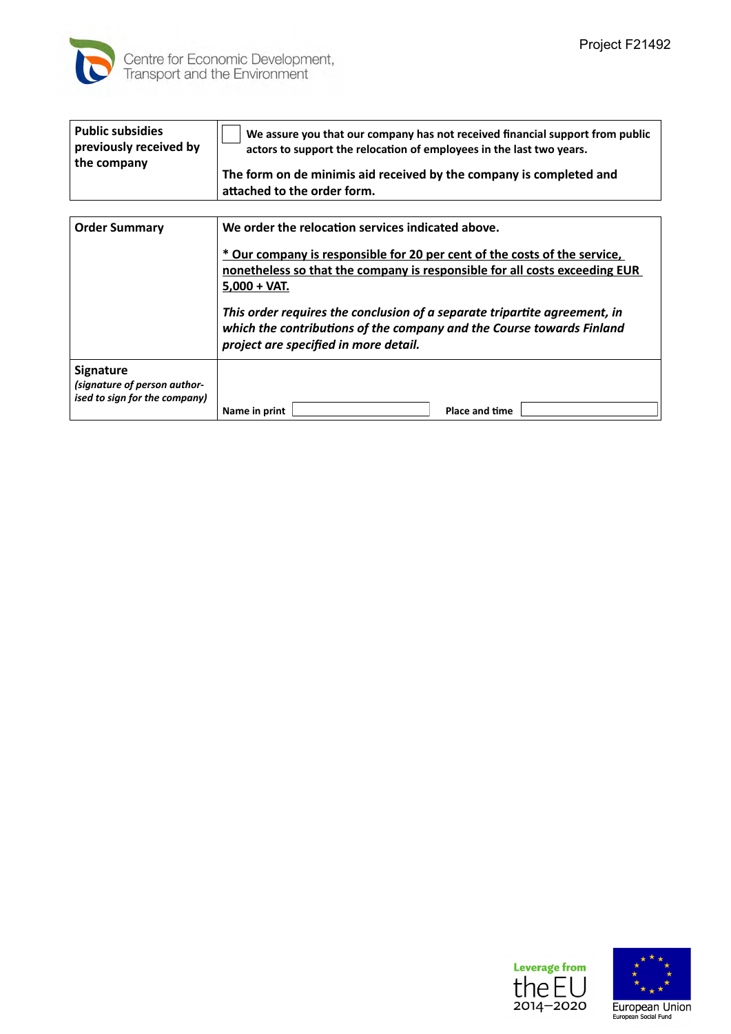Centre for Economic Development, Transport and the Environment

Project F21492

| | |
|---|---|
| **Public subsidies previously received by the company** | ☐ **We assure you that our company has not received financial support from public actors to support the relocation of employees in the last two years.**<br><br>**The form on de minimis aid received by the company is completed and attached to the order form.** |

| | |
|---|---|
| **Order Summary** | **We order the relocation services indicated above.**<br><br>**<u>* Our company is responsible for 20 per cent of the costs of the service, nonetheless so that the company is responsible for all costs exceeding EUR 5,000 + VAT.</u>**<br><br>***This order requires the conclusion of a separate tripartite agreement, in which the contributions of the company and the Course towards Finland project are specified in more detail.*** |
| **Signature**<br>***(signature of person authorised to sign for the company)*** | **Name in print** \_\_\_\_\_\_\_\_\_\_ **Place and time** \_\_\_\_\_\_\_\_\_\_ |

Leverage from the EU 2014–2020

European Union
European Social Fund